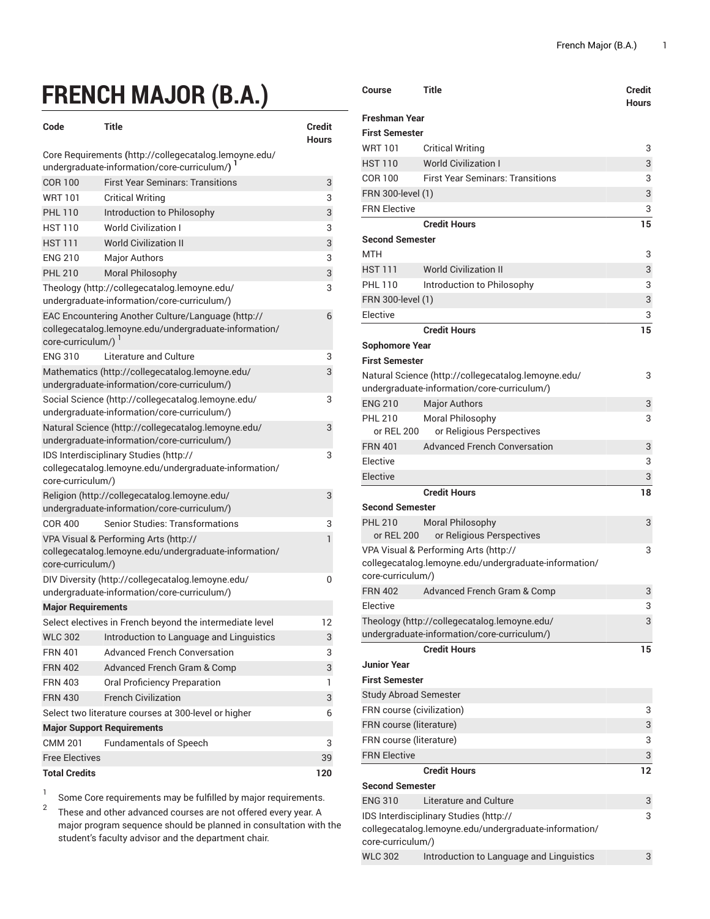# FRENCH MAJOR (B.A.)

| Code | Title | Credit Hours |
|---|---|---|
| Core Requirements (http://collegecatalog.lemoyne.edu/undergraduate-information/core-curriculum/) [1] | | |
| COR 100 | First Year Seminars: Transitions | 3 |
| WRT 101 | Critical Writing | 3 |
| PHL 110 | Introduction to Philosophy | 3 |
| HST 110 | World Civilization I | 3 |
| HST 111 | World Civilization II | 3 |
| ENG 210 | Major Authors | 3 |
| PHL 210 | Moral Philosophy | 3 |
| Theology (http://collegecatalog.lemoyne.edu/undergraduate-information/core-curriculum/) | | 3 |
| EAC Encountering Another Culture/Language (http://collegecatalog.lemoyne.edu/undergraduate-information/core-curriculum/) [1] | | 6 |
| ENG 310 | Literature and Culture | 3 |
| Mathematics (http://collegecatalog.lemoyne.edu/undergraduate-information/core-curriculum/) | | 3 |
| Social Science (http://collegecatalog.lemoyne.edu/undergraduate-information/core-curriculum/) | | 3 |
| Natural Science (http://collegecatalog.lemoyne.edu/undergraduate-information/core-curriculum/) | | 3 |
| IDS Interdisciplinary Studies (http://collegecatalog.lemoyne.edu/undergraduate-information/core-curriculum/) | | 3 |
| Religion (http://collegecatalog.lemoyne.edu/undergraduate-information/core-curriculum/) | | 3 |
| COR 400 | Senior Studies: Transformations | 3 |
| VPA Visual & Performing Arts (http://collegecatalog.lemoyne.edu/undergraduate-information/core-curriculum/) | | 1 |
| DIV Diversity (http://collegecatalog.lemoyne.edu/undergraduate-information/core-curriculum/) | | 0 |
| **Major Requirements** | | |
| Select electives in French beyond the intermediate level | | 12 |
| WLC 302 | Introduction to Language and Linguistics | 3 |
| FRN 401 | Advanced French Conversation | 3 |
| FRN 402 | Advanced French Gram & Comp | 3 |
| FRN 403 | Oral Proficiency Preparation | 1 |
| FRN 430 | French Civilization | 3 |
| Select two literature courses at 300-level or higher | | 6 |
| **Major Support Requirements** | | |
| CMM 201 | Fundamentals of Speech | 3 |
| Free Electives | | 39 |
| **Total Credits** | | **120** |

1. Some Core requirements may be fulfilled by major requirements.
2. These and other advanced courses are not offered every year. A major program sequence should be planned in consultation with the student's faculty advisor and the department chair.

| Course | Title | Credit Hours |
|---|---|---|
| **Freshman Year** | | |
| **First Semester** | | |
| WRT 101 | Critical Writing | 3 |
| HST 110 | World Civilization I | 3 |
| COR 100 | First Year Seminars: Transitions | 3 |
| FRN 300-level (1) | | 3 |
| FRN Elective | | 3 |
| | **Credit Hours** | **15** |
| **Second Semester** | | |
| MTH | | 3 |
| HST 111 | World Civilization II | 3 |
| PHL 110 | Introduction to Philosophy | 3 |
| FRN 300-level (1) | | 3 |
| Elective | | 3 |
| | **Credit Hours** | **15** |
| **Sophomore Year** | | |
| **First Semester** | | |
| Natural Science (http://collegecatalog.lemoyne.edu/undergraduate-information/core-curriculum/) | | 3 |
| ENG 210 | Major Authors | 3 |
| PHL 210 or REL 200 | Moral Philosophy or Religious Perspectives | 3 |
| FRN 401 | Advanced French Conversation | 3 |
| Elective | | 3 |
| Elective | | 3 |
| | **Credit Hours** | **18** |
| **Second Semester** | | |
| PHL 210 or REL 200 | Moral Philosophy or Religious Perspectives | 3 |
| VPA Visual & Performing Arts (http://collegecatalog.lemoyne.edu/undergraduate-information/core-curriculum/) | | 3 |
| FRN 402 | Advanced French Gram & Comp | 3 |
| Elective | | 3 |
| Theology (http://collegecatalog.lemoyne.edu/undergraduate-information/core-curriculum/) | | 3 |
| | **Credit Hours** | **15** |
| **Junior Year** | | |
| **First Semester** | | |
| Study Abroad Semester | | |
| FRN course (civilization) | | 3 |
| FRN course (literature) | | 3 |
| FRN course (literature) | | 3 |
| FRN Elective | | 3 |
| | **Credit Hours** | **12** |
| **Second Semester** | | |
| ENG 310 | Literature and Culture | 3 |
| IDS Interdisciplinary Studies (http://collegecatalog.lemoyne.edu/undergraduate-information/core-curriculum/) | | 3 |
| WLC 302 | Introduction to Language and Linguistics | 3 |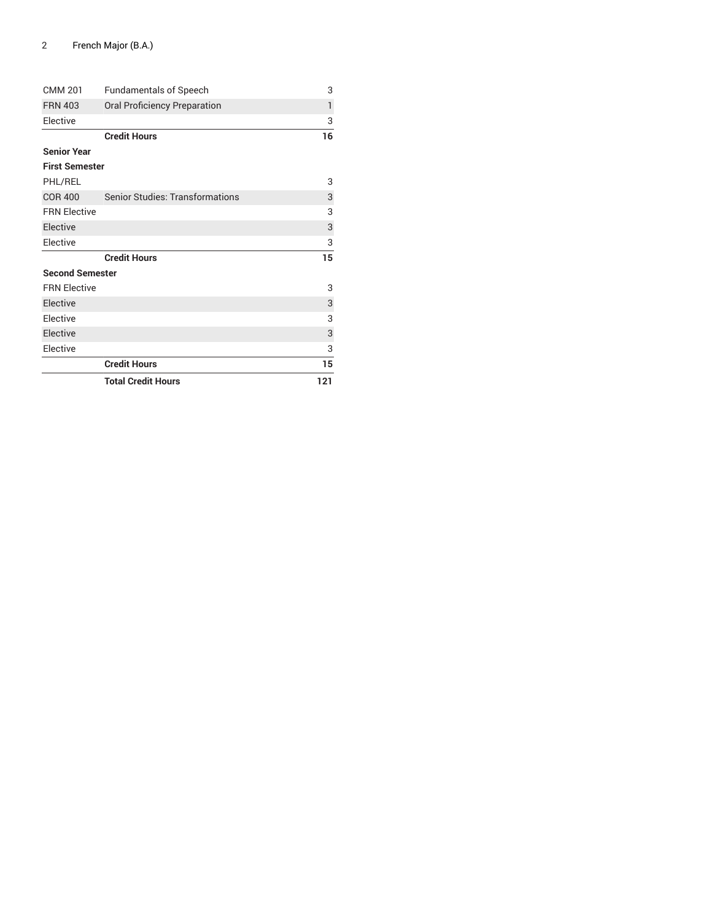| | | |
|---|---|---|
| CMM 201 | Fundamentals of Speech | 3 |
| FRN 403 | Oral Proficiency Preparation | 1 |
| Elective | | 3 |
| | **Credit Hours** | **16** |
| **Senior Year** | | |
| **First Semester** | | |
| PHL/REL | | 3 |
| COR 400 | Senior Studies: Transformations | 3 |
| FRN Elective | | 3 |
| Elective | | 3 |
| Elective | | 3 |
| | **Credit Hours** | **15** |
| **Second Semester** | | |
| FRN Elective | | 3 |
| Elective | | 3 |
| Elective | | 3 |
| Elective | | 3 |
| Elective | | 3 |
| | **Credit Hours** | **15** |
| | **Total Credit Hours** | **121** |